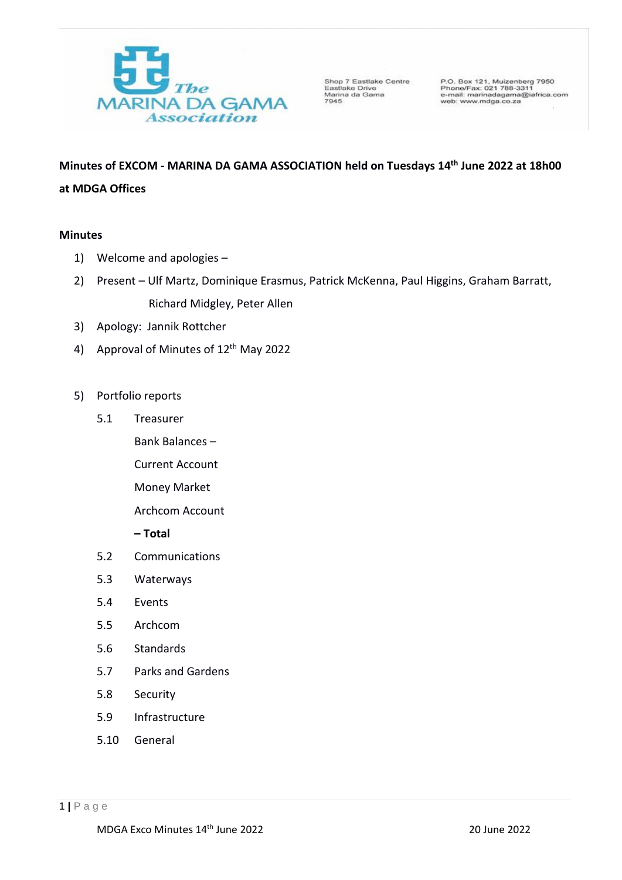The Marina da Gama Association

Shop 7 Eastlake Centre
Eastlake Drive
Marina da Gama
7945

P.O. Box 121, Muizenberg 7950
Phone/Fax: 021 788-3311
e-mail: marinadagama@iafrica.com
web: www.mdga.co.za

**Minutes of EXCOM - MARINA DA GAMA ASSOCIATION held on Tuesdays 14th June 2022 at 18h00 at MDGA Offices**

**Minutes**

1) Welcome and apologies –
2) Present – Ulf Martz, Dominique Erasmus, Patrick McKenna, Paul Higgins, Graham Barratt, Richard Midgley, Peter Allen
3) Apology: Jannik Rottcher
4) Approval of Minutes of 12th May 2022

5) Portfolio reports
   - 5.1 Treasurer

     Bank Balances –

     Current Account

     Money Market

     Archcom Account

     **– Total**
   - 5.2 Communications
   - 5.3 Waterways
   - 5.4 Events
   - 5.5 Archcom
   - 5.6 Standards
   - 5.7 Parks and Gardens
   - 5.8 Security
   - 5.9 Infrastructure
   - 5.10 General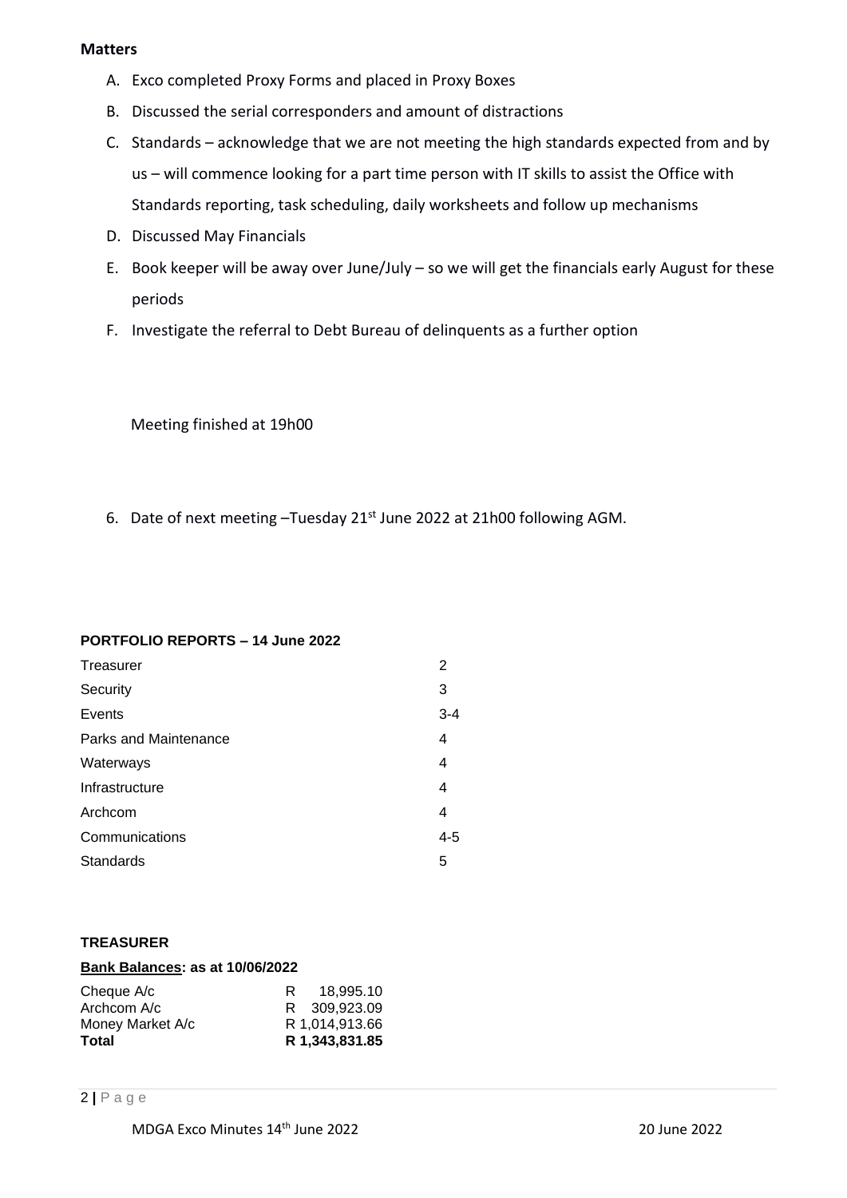**Matters**

A. Exco completed Proxy Forms and placed in Proxy Boxes
B. Discussed the serial corresponders and amount of distractions
C. Standards – acknowledge that we are not meeting the high standards expected from and by us – will commence looking for a part time person with IT skills to assist the Office with Standards reporting, task scheduling, daily worksheets and follow up mechanisms
D. Discussed May Financials
E. Book keeper will be away over June/July – so we will get the financials early August for these periods
F. Investigate the referral to Debt Bureau of delinquents as a further option

Meeting finished at 19h00

6. Date of next meeting –Tuesday 21st June 2022 at 21h00 following AGM.

**PORTFOLIO REPORTS – 14 June 2022**

| | |
|---|---|
| Treasurer | 2 |
| Security | 3 |
| Events | 3-4 |
| Parks and Maintenance | 4 |
| Waterways | 4 |
| Infrastructure | 4 |
| Archcom | 4 |
| Communications | 4-5 |
| Standards | 5 |

**TREASURER**

**Bank Balances: as at 10/06/2022**

| | |
|---|---|
| Cheque A/c | R 18,995.10 |
| Archcom A/c | R 309,923.09 |
| Money Market A/c | R 1,014,913.66 |
| **Total** | **R 1,343,831.85** |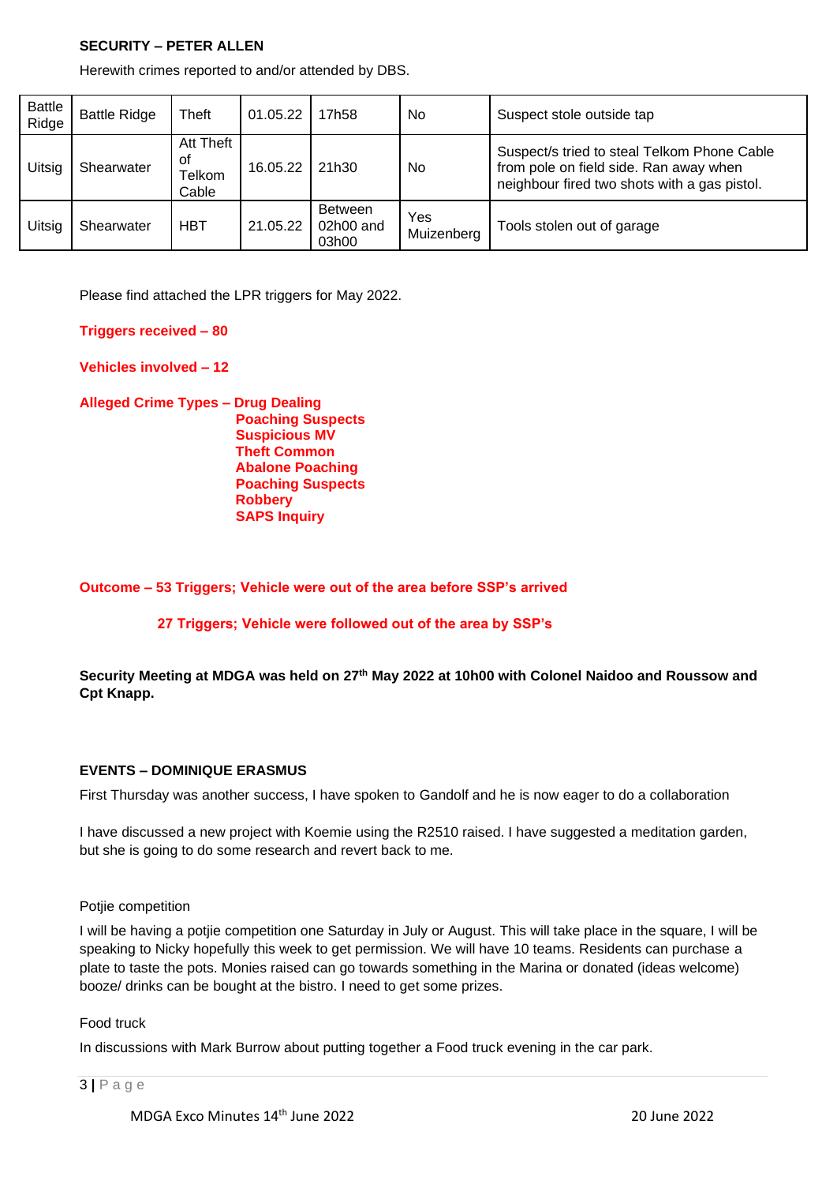**SECURITY – PETER ALLEN**

Herewith crimes reported to and/or attended by DBS.

| | | | | | | |
|---|---|---|---|---|---|---|
| Battle Ridge | Battle Ridge | Theft | 01.05.22 | 17h58 | No | Suspect stole outside tap |
| Uitsig | Shearwater | Att Theft of Telkom Cable | 16.05.22 | 21h30 | No | Suspect/s tried to steal Telkom Phone Cable from pole on field side. Ran away when neighbour fired two shots with a gas pistol. |
| Uitsig | Shearwater | HBT | 21.05.22 | Between 02h00 and 03h00 | Yes Muizenberg | Tools stolen out of garage |

Please find attached the LPR triggers for May 2022.

**Triggers received – 80**

**Vehicles involved – 12**

**Alleged Crime Types – Drug Dealing**
**Poaching Suspects**
**Suspicious MV**
**Theft Common**
**Abalone Poaching**
**Poaching Suspects**
**Robbery**
**SAPS Inquiry**

**Outcome – 53 Triggers; Vehicle were out of the area before SSP's arrived**

**27 Triggers; Vehicle were followed out of the area by SSP's**

**Security Meeting at MDGA was held on 27th May 2022 at 10h00 with Colonel Naidoo and Roussow and Cpt Knapp.**

**EVENTS – DOMINIQUE ERASMUS**

First Thursday was another success, I have spoken to Gandolf and he is now eager to do a collaboration

I have discussed a new project with Koemie using the R2510 raised. I have suggested a meditation garden, but she is going to do some research and revert back to me.

Potjie competition

I will be having a potjie competition one Saturday in July or August. This will take place in the square, I will be speaking to Nicky hopefully this week to get permission. We will have 10 teams. Residents can purchase a plate to taste the pots. Monies raised can go towards something in the Marina or donated (ideas welcome) booze/ drinks can be bought at the bistro. I need to get some prizes.

Food truck

In discussions with Mark Burrow about putting together a Food truck evening in the car park.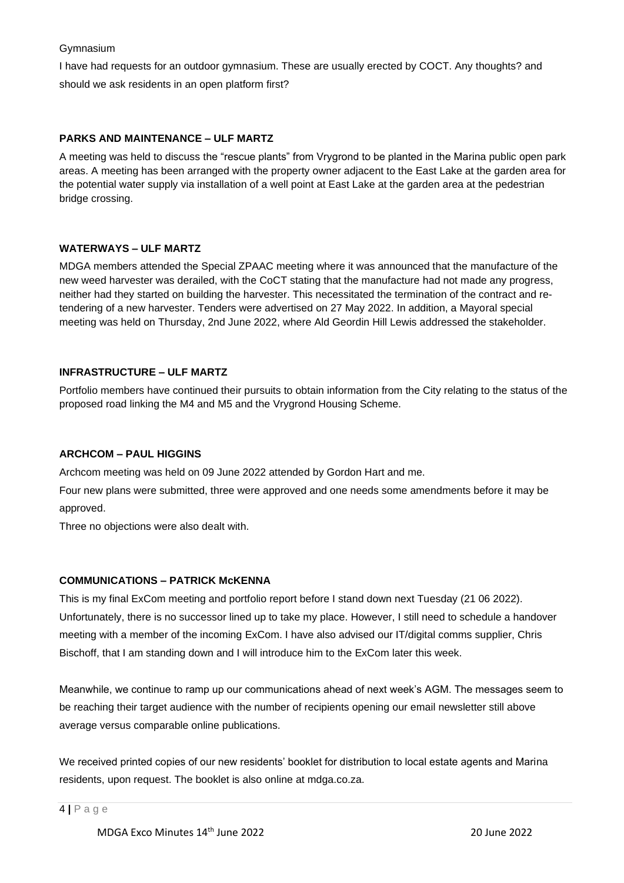Gymnasium

I have had requests for an outdoor gymnasium. These are usually erected by COCT. Any thoughts? and should we ask residents in an open platform first?

**PARKS AND MAINTENANCE – ULF MARTZ**

A meeting was held to discuss the "rescue plants" from Vrygrond to be planted in the Marina public open park areas. A meeting has been arranged with the property owner adjacent to the East Lake at the garden area for the potential water supply via installation of a well point at East Lake at the garden area at the pedestrian bridge crossing.

**WATERWAYS – ULF MARTZ**

MDGA members attended the Special ZPAAC meeting where it was announced that the manufacture of the new weed harvester was derailed, with the CoCT stating that the manufacture had not made any progress, neither had they started on building the harvester. This necessitated the termination of the contract and re-tendering of a new harvester. Tenders were advertised on 27 May 2022. In addition, a Mayoral special meeting was held on Thursday, 2nd June 2022, where Ald Geordin Hill Lewis addressed the stakeholder.

**INFRASTRUCTURE – ULF MARTZ**

Portfolio members have continued their pursuits to obtain information from the City relating to the status of the proposed road linking the M4 and M5 and the Vrygrond Housing Scheme.

**ARCHCOM – PAUL HIGGINS**

Archcom meeting was held on 09 June 2022 attended by Gordon Hart and me.

Four new plans were submitted, three were approved and one needs some amendments before it may be approved.

Three no objections were also dealt with.

**COMMUNICATIONS – PATRICK McKENNA**

This is my final ExCom meeting and portfolio report before I stand down next Tuesday (21 06 2022). Unfortunately, there is no successor lined up to take my place. However, I still need to schedule a handover meeting with a member of the incoming ExCom. I have also advised our IT/digital comms supplier, Chris Bischoff, that I am standing down and I will introduce him to the ExCom later this week.

Meanwhile, we continue to ramp up our communications ahead of next week's AGM. The messages seem to be reaching their target audience with the number of recipients opening our email newsletter still above average versus comparable online publications.

We received printed copies of our new residents' booklet for distribution to local estate agents and Marina residents, upon request. The booklet is also online at mdga.co.za.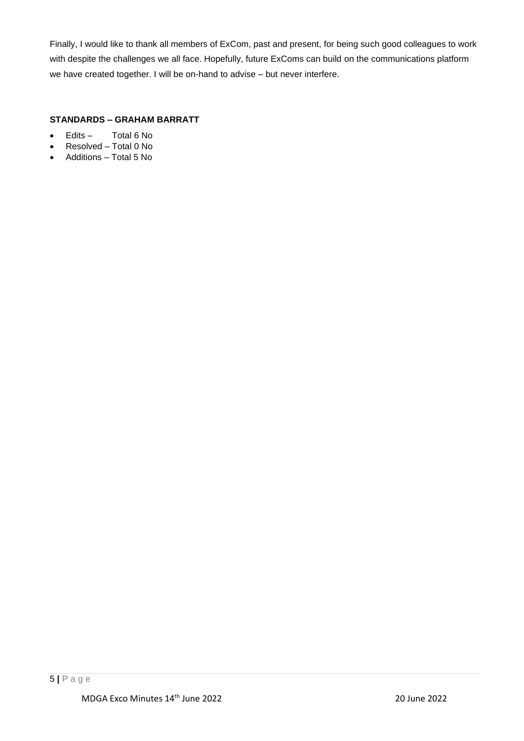Finally, I would like to thank all members of ExCom, past and present, for being such good colleagues to work with despite the challenges we all face. Hopefully, future ExComs can build on the communications platform we have created together. I will be on-hand to advise – but never interfere.

**STANDARDS – GRAHAM BARRATT**

- Edits – Total 6 No
- Resolved – Total 0 No
- Additions – Total 5 No